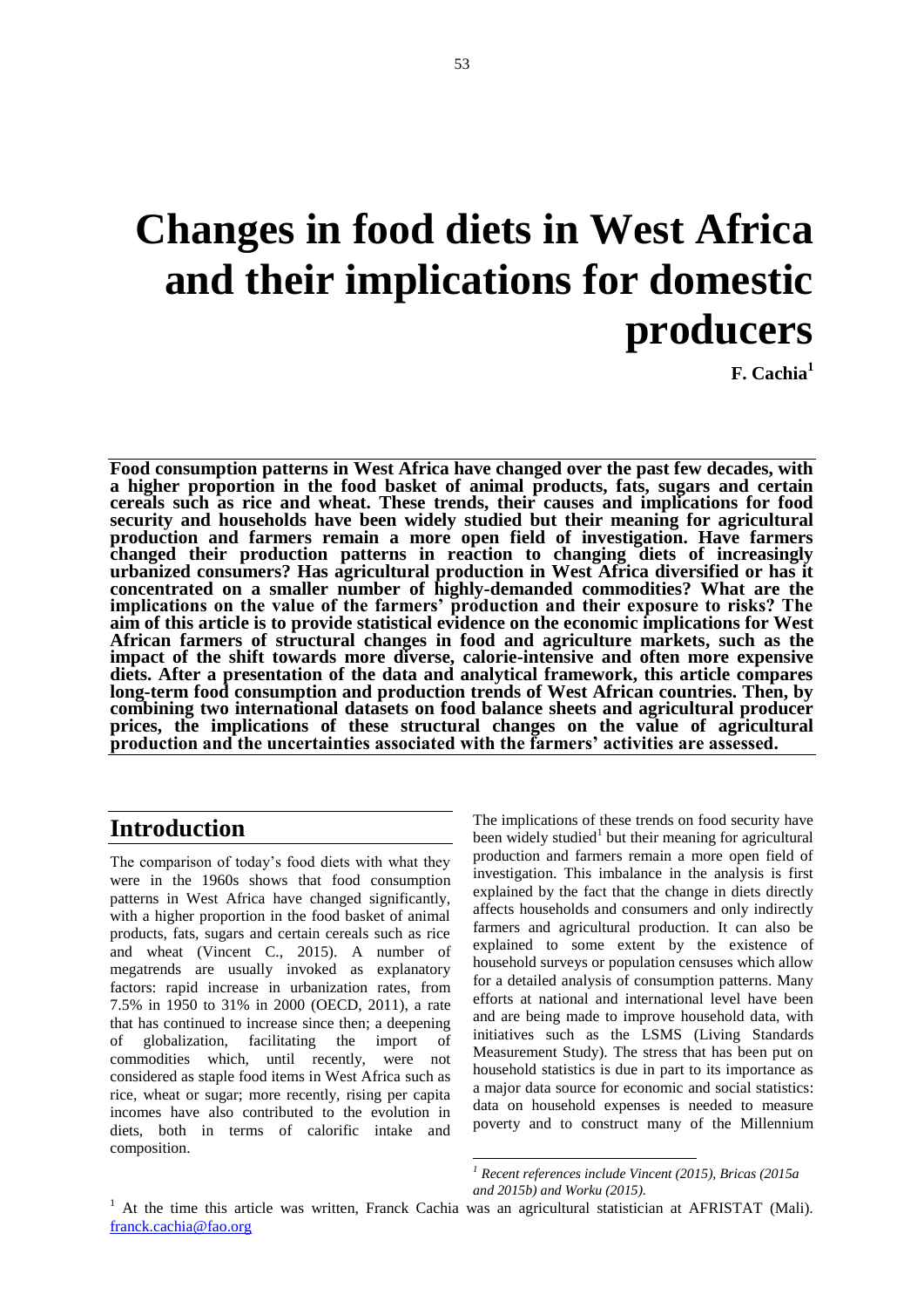# Changes in food diets in West Africa and their implications for domestic producers

**F. Cachia[1]**

**Food consumption patterns in West Africa have changed over the past few decades, with a higher proportion in the food basket of animal products, fats, sugars and certain cereals such as rice and wheat. These trends, their causes and implications for food security and households have been widely studied but their meaning for agricultural production and farmers remain a more open field of investigation. Have farmers changed their production patterns in reaction to changing diets of increasingly urbanized consumers? Has agricultural production in West Africa diversified or has it concentrated on a smaller number of highly-demanded commodities? What are the implications on the value of the farmers' production and their exposure to risks? The aim of this article is to provide statistical evidence on the economic implications for West African farmers of structural changes in food and agriculture markets, such as the impact of the shift towards more diverse, calorie-intensive and often more expensive diets. After a presentation of the data and analytical framework, this article compares long-term food consumption and production trends of West African countries. Then, by combining two international datasets on food balance sheets and agricultural producer prices, the implications of these structural changes on the value of agricultural production and the uncertainties associated with the farmers' activities are assessed.**

## Introduction

The comparison of today's food diets with what they were in the 1960s shows that food consumption patterns in West Africa have changed significantly, with a higher proportion in the food basket of animal products, fats, sugars and certain cereals such as rice and wheat (Vincent C., 2015). A number of megatrends are usually invoked as explanatory factors: rapid increase in urbanization rates, from 7.5% in 1950 to 31% in 2000 (OECD, 2011), a rate that has continued to increase since then; a deepening of globalization, facilitating the import of commodities which, until recently, were not considered as staple food items in West Africa such as rice, wheat or sugar; more recently, rising per capita incomes have also contributed to the evolution in diets, both in terms of calorific intake and composition.

The implications of these trends on food security have been widely studied[1] but their meaning for agricultural production and farmers remain a more open field of investigation. This imbalance in the analysis is first explained by the fact that the change in diets directly affects households and consumers and only indirectly farmers and agricultural production. It can also be explained to some extent by the existence of household surveys or population censuses which allow for a detailed analysis of consumption patterns. Many efforts at national and international level have been and are being made to improve household data, with initiatives such as the LSMS (Living Standards Measurement Study). The stress that has been put on household statistics is due in part to its importance as a major data source for economic and social statistics: data on household expenses is needed to measure poverty and to construct many of the Millennium

---

*[1] Recent references include Vincent (2015), Bricas (2015a and 2015b) and Worku (2015).*

[1] At the time this article was written, Franck Cachia was an agricultural statistician at AFRISTAT (Mali). franck.cachia@fao.org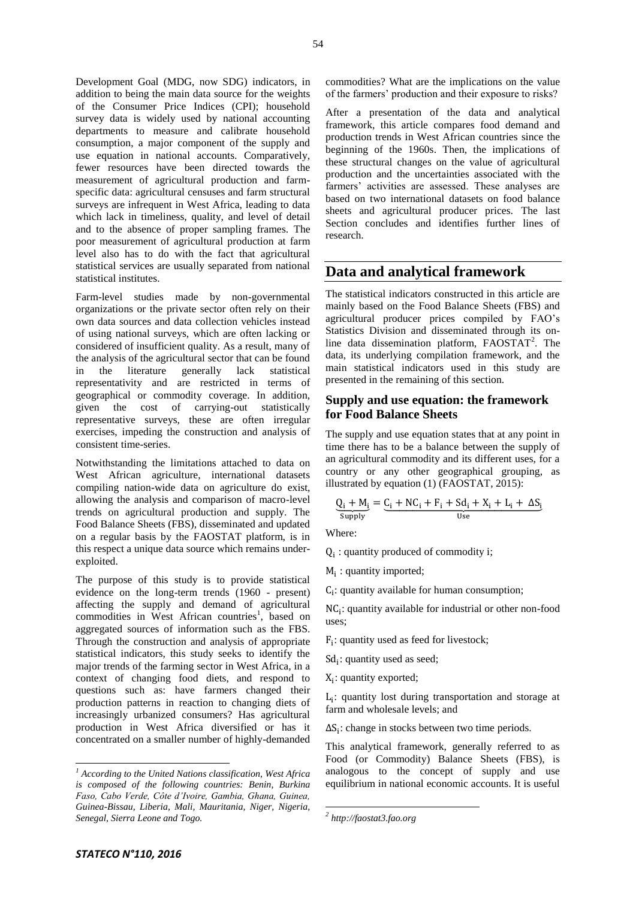Development Goal (MDG, now SDG) indicators, in addition to being the main data source for the weights of the Consumer Price Indices (CPI); household survey data is widely used by national accounting departments to measure and calibrate household consumption, a major component of the supply and use equation in national accounts. Comparatively, fewer resources have been directed towards the measurement of agricultural production and farm-specific data: agricultural censuses and farm structural surveys are infrequent in West Africa, leading to data which lack in timeliness, quality, and level of detail and to the absence of proper sampling frames. The poor measurement of agricultural production at farm level also has to do with the fact that agricultural statistical services are usually separated from national statistical institutes.

Farm-level studies made by non-governmental organizations or the private sector often rely on their own data sources and data collection vehicles instead of using national surveys, which are often lacking or considered of insufficient quality. As a result, many of the analysis of the agricultural sector that can be found in the literature generally lack statistical representativity and are restricted in terms of geographical or commodity coverage. In addition, given the cost of carrying-out statistically representative surveys, these are often irregular exercises, impeding the construction and analysis of consistent time-series.

Notwithstanding the limitations attached to data on West African agriculture, international datasets compiling nation-wide data on agriculture do exist, allowing the analysis and comparison of macro-level trends on agricultural production and supply. The Food Balance Sheets (FBS), disseminated and updated on a regular basis by the FAOSTAT platform, is in this respect a unique data source which remains under-exploited.

The purpose of this study is to provide statistical evidence on the long-term trends (1960 - present) affecting the supply and demand of agricultural commodities in West African countries[1], based on aggregated sources of information such as the FBS. Through the construction and analysis of appropriate statistical indicators, this study seeks to identify the major trends of the farming sector in West Africa, in a context of changing food diets, and respond to questions such as: have farmers changed their production patterns in reaction to changing diets of increasingly urbanized consumers? Has agricultural production in West Africa diversified or has it concentrated on a smaller number of highly-demanded commodities? What are the implications on the value of the farmers' production and their exposure to risks?

After a presentation of the data and analytical framework, this article compares food demand and production trends in West African countries since the beginning of the 1960s. Then, the implications of these structural changes on the value of agricultural production and the uncertainties associated with the farmers' activities are assessed. These analyses are based on two international datasets on food balance sheets and agricultural producer prices. The last Section concludes and identifies further lines of research.

## Data and analytical framework

The statistical indicators constructed in this article are mainly based on the Food Balance Sheets (FBS) and agricultural producer prices compiled by FAO's Statistics Division and disseminated through its on-line data dissemination platform, FAOSTAT[2]. The data, its underlying compilation framework, and the main statistical indicators used in this study are presented in the remaining of this section.

### Supply and use equation: the framework for Food Balance Sheets

The supply and use equation states that at any point in time there has to be a balance between the supply of an agricultural commodity and its different uses, for a country or any other geographical grouping, as illustrated by equation (1) (FAOSTAT, 2015):

$$\underbrace{Q_i + M_i}_{\text{Supply}} = \underbrace{C_i + NC_i + F_i + Sd_i + X_i + L_i + \Delta S_i}_{\text{Use}}$$

Where:

$Q_i$ : quantity produced of commodity i;

$M_i$ : quantity imported;

$C_i$: quantity available for human consumption;

$NC_i$: quantity available for industrial or other non-food uses;

$F_i$: quantity used as feed for livestock;

$Sd_i$: quantity used as seed;

$X_i$: quantity exported;

$L_i$: quantity lost during transportation and storage at farm and wholesale levels; and

$\Delta S_i$: change in stocks between two time periods.

This analytical framework, generally referred to as Food (or Commodity) Balance Sheets (FBS), is analogous to the concept of supply and use equilibrium in national economic accounts. It is useful

---

[1] *According to the United Nations classification, West Africa is composed of the following countries: Benin, Burkina Faso, Cabo Verde, Côte d'Ivoire, Gambia, Ghana, Guinea, Guinea-Bissau, Liberia, Mali, Mauritania, Niger, Nigeria, Senegal, Sierra Leone and Togo.*

[2] *http://faostat3.fao.org*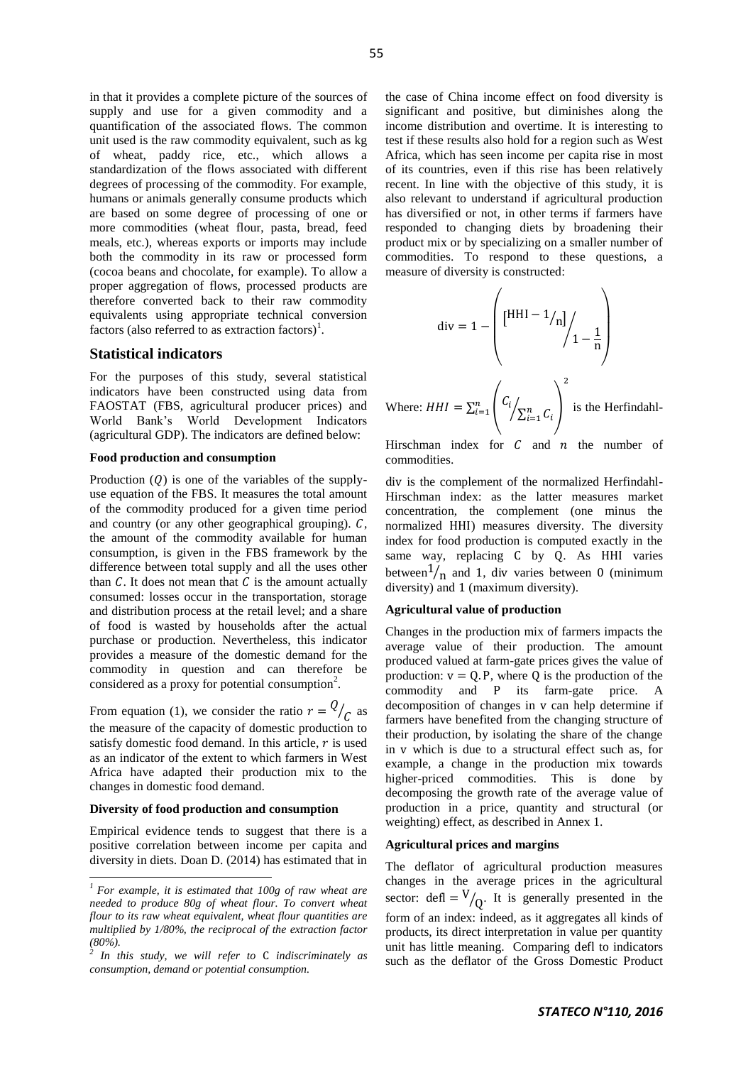in that it provides a complete picture of the sources of supply and use for a given commodity and a quantification of the associated flows. The common unit used is the raw commodity equivalent, such as kg of wheat, paddy rice, etc., which allows a standardization of the flows associated with different degrees of processing of the commodity. For example, humans or animals generally consume products which are based on some degree of processing of one or more commodities (wheat flour, pasta, bread, feed meals, etc.), whereas exports or imports may include both the commodity in its raw or processed form (cocoa beans and chocolate, for example). To allow a proper aggregation of flows, processed products are therefore converted back to their raw commodity equivalents using appropriate technical conversion factors (also referred to as extraction factors)[1].

## Statistical indicators

For the purposes of this study, several statistical indicators have been constructed using data from FAOSTAT (FBS, agricultural producer prices) and World Bank's World Development Indicators (agricultural GDP). The indicators are defined below:

### Food production and consumption

Production ($Q$) is one of the variables of the supply-use equation of the FBS. It measures the total amount of the commodity produced for a given time period and country (or any other geographical grouping). $C$, the amount of the commodity available for human consumption, is given in the FBS framework by the difference between total supply and all the uses other than $C$. It does not mean that $C$ is the amount actually consumed: losses occur in the transportation, storage and distribution process at the retail level; and a share of food is wasted by households after the actual purchase or production. Nevertheless, this indicator provides a measure of the domestic demand for the commodity in question and can therefore be considered as a proxy for potential consumption[2].

From equation (1), we consider the ratio $r = Q/_C$ as the measure of the capacity of domestic production to satisfy domestic food demand. In this article, $r$ is used as an indicator of the extent to which farmers in West Africa have adapted their production mix to the changes in domestic food demand.

### Diversity of food production and consumption

Empirical evidence tends to suggest that there is a positive correlation between income per capita and diversity in diets. Doan D. (2014) has estimated that in the case of China income effect on food diversity is significant and positive, but diminishes along the income distribution and overtime. It is interesting to test if these results also hold for a region such as West Africa, which has seen income per capita rise in most of its countries, even if this rise has been relatively recent. In line with the objective of this study, it is also relevant to understand if agricultural production has diversified or not, in other terms if farmers have responded to changing diets by broadening their product mix or by specializing on a smaller number of commodities. To respond to these questions, a measure of diversity is constructed:

$$\mathrm{div} = 1 - \left( \frac{\left[\mathrm{HHI} - 1/_{\mathrm{n}}\right]}{1 - \frac{1}{\mathrm{n}}} \right)$$

Where: $HHI = \sum_{i=1}^{n} \left( C_i / \sum_{i=1}^{n} C_i \right)^2$ is the Herfindahl-Hirschman index for $C$ and $n$ the number of commodities.

div is the complement of the normalized Herfindahl-Hirschman index: as the latter measures market concentration, the complement (one minus the normalized HHI) measures diversity. The diversity index for food production is computed exactly in the same way, replacing C by Q. As HHI varies between $1/_{\mathrm{n}}$ and 1, div varies between 0 (minimum diversity) and 1 (maximum diversity).

### Agricultural value of production

Changes in the production mix of farmers impacts the average value of their production. The amount produced valued at farm-gate prices gives the value of production: $\mathrm{v} = \mathrm{Q.P}$, where Q is the production of the commodity and P its farm-gate price. A decomposition of changes in v can help determine if farmers have benefited from the changing structure of their production, by isolating the share of the change in v which is due to a structural effect such as, for example, a change in the production mix towards higher-priced commodities. This is done by decomposing the growth rate of the average value of production in a price, quantity and structural (or weighting) effect, as described in Annex 1.

### Agricultural prices and margins

The deflator of agricultural production measures changes in the average prices in the agricultural sector: $\mathrm{defl} = \mathrm{V}/_{\mathrm{Q}}$. It is generally presented in the form of an index: indeed, as it aggregates all kinds of products, its direct interpretation in value per quantity unit has little meaning. Comparing defl to indicators such as the deflator of the Gross Domestic Product

---

*[1] For example, it is estimated that 100g of raw wheat are needed to produce 80g of wheat flour. To convert wheat flour to its raw wheat equivalent, wheat flour quantities are multiplied by 1/80%, the reciprocal of the extraction factor (80%).*

*[2] In this study, we will refer to C indiscriminately as consumption, demand or potential consumption.*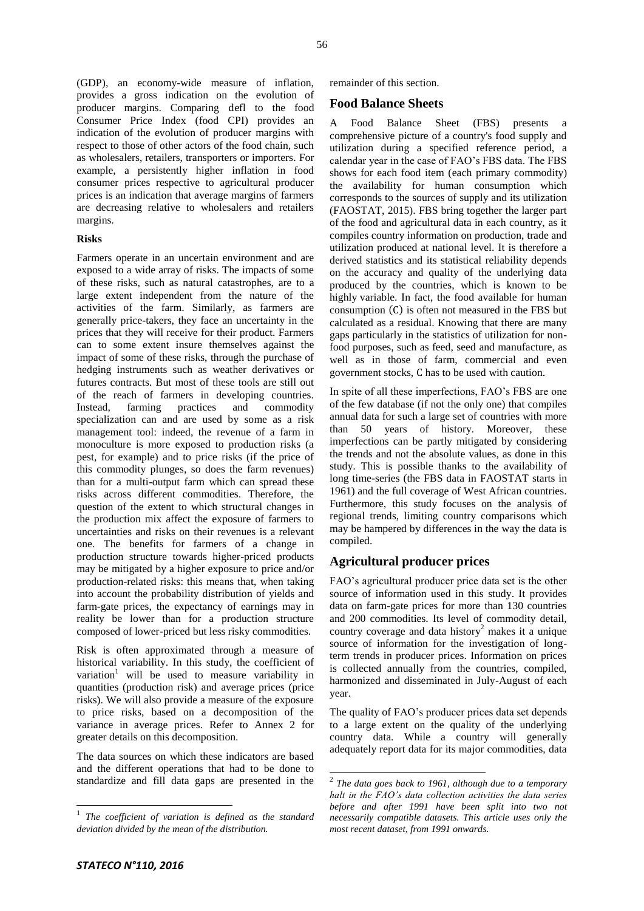(GDP), an economy-wide measure of inflation, provides a gross indication on the evolution of producer margins. Comparing defl to the food Consumer Price Index (food CPI) provides an indication of the evolution of producer margins with respect to those of other actors of the food chain, such as wholesalers, retailers, transporters or importers. For example, a persistently higher inflation in food consumer prices respective to agricultural producer prices is an indication that average margins of farmers are decreasing relative to wholesalers and retailers margins.

#### Risks

Farmers operate in an uncertain environment and are exposed to a wide array of risks. The impacts of some of these risks, such as natural catastrophes, are to a large extent independent from the nature of the activities of the farm. Similarly, as farmers are generally price-takers, they face an uncertainty in the prices that they will receive for their product. Farmers can to some extent insure themselves against the impact of some of these risks, through the purchase of hedging instruments such as weather derivatives or futures contracts. But most of these tools are still out of the reach of farmers in developing countries. Instead, farming practices and commodity specialization can and are used by some as a risk management tool: indeed, the revenue of a farm in monoculture is more exposed to production risks (a pest, for example) and to price risks (if the price of this commodity plunges, so does the farm revenues) than for a multi-output farm which can spread these risks across different commodities. Therefore, the question of the extent to which structural changes in the production mix affect the exposure of farmers to uncertainties and risks on their revenues is a relevant one. The benefits for farmers of a change in production structure towards higher-priced products may be mitigated by a higher exposure to price and/or production-related risks: this means that, when taking into account the probability distribution of yields and farm-gate prices, the expectancy of earnings may in reality be lower than for a production structure composed of lower-priced but less risky commodities.

Risk is often approximated through a measure of historical variability. In this study, the coefficient of variation[1] will be used to measure variability in quantities (production risk) and average prices (price risks). We will also provide a measure of the exposure to price risks, based on a decomposition of the variance in average prices. Refer to Annex 2 for greater details on this decomposition.

The data sources on which these indicators are based and the different operations that had to be done to standardize and fill data gaps are presented in the remainder of this section.

## Food Balance Sheets

A Food Balance Sheet (FBS) presents a comprehensive picture of a country's food supply and utilization during a specified reference period, a calendar year in the case of FAO's FBS data. The FBS shows for each food item (each primary commodity) the availability for human consumption which corresponds to the sources of supply and its utilization (FAOSTAT, 2015). FBS bring together the larger part of the food and agricultural data in each country, as it compiles country information on production, trade and utilization produced at national level. It is therefore a derived statistics and its statistical reliability depends on the accuracy and quality of the underlying data produced by the countries, which is known to be highly variable. In fact, the food available for human consumption (C) is often not measured in the FBS but calculated as a residual. Knowing that there are many gaps particularly in the statistics of utilization for non-food purposes, such as feed, seed and manufacture, as well as in those of farm, commercial and even government stocks, C has to be used with caution.

In spite of all these imperfections, FAO's FBS are one of the few database (if not the only one) that compiles annual data for such a large set of countries with more than 50 years of history. Moreover, these imperfections can be partly mitigated by considering the trends and not the absolute values, as done in this study. This is possible thanks to the availability of long time-series (the FBS data in FAOSTAT starts in 1961) and the full coverage of West African countries. Furthermore, this study focuses on the analysis of regional trends, limiting country comparisons which may be hampered by differences in the way the data is compiled.

## Agricultural producer prices

FAO's agricultural producer price data set is the other source of information used in this study. It provides data on farm-gate prices for more than 130 countries and 200 commodities. Its level of commodity detail, country coverage and data history[2] makes it a unique source of information for the investigation of long-term trends in producer prices. Information on prices is collected annually from the countries, compiled, harmonized and disseminated in July-August of each year.

The quality of FAO's producer prices data set depends to a large extent on the quality of the underlying country data. While a country will generally adequately report data for its major commodities, data

---

[1] *The coefficient of variation is defined as the standard deviation divided by the mean of the distribution.*

[2] *The data goes back to 1961, although due to a temporary halt in the FAO's data collection activities the data series before and after 1991 have been split into two not necessarily compatible datasets. This article uses only the most recent dataset, from 1991 onwards.*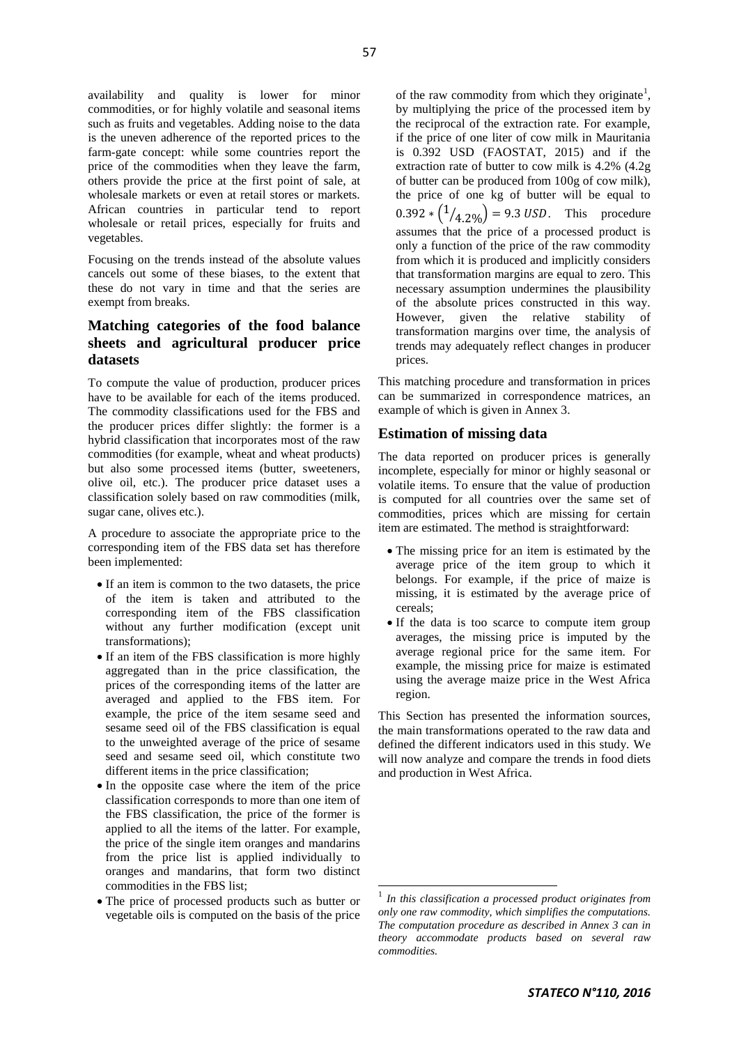availability and quality is lower for minor commodities, or for highly volatile and seasonal items such as fruits and vegetables. Adding noise to the data is the uneven adherence of the reported prices to the farm-gate concept: while some countries report the price of the commodities when they leave the farm, others provide the price at the first point of sale, at wholesale markets or even at retail stores or markets. African countries in particular tend to report wholesale or retail prices, especially for fruits and vegetables.

Focusing on the trends instead of the absolute values cancels out some of these biases, to the extent that these do not vary in time and that the series are exempt from breaks.

## Matching categories of the food balance sheets and agricultural producer price datasets

To compute the value of production, producer prices have to be available for each of the items produced. The commodity classifications used for the FBS and the producer prices differ slightly: the former is a hybrid classification that incorporates most of the raw commodities (for example, wheat and wheat products) but also some processed items (butter, sweeteners, olive oil, etc.). The producer price dataset uses a classification solely based on raw commodities (milk, sugar cane, olives etc.).

A procedure to associate the appropriate price to the corresponding item of the FBS data set has therefore been implemented:

- If an item is common to the two datasets, the price of the item is taken and attributed to the corresponding item of the FBS classification without any further modification (except unit transformations);
- If an item of the FBS classification is more highly aggregated than in the price classification, the prices of the corresponding items of the latter are averaged and applied to the FBS item. For example, the price of the item sesame seed and sesame seed oil of the FBS classification is equal to the unweighted average of the price of sesame seed and sesame seed oil, which constitute two different items in the price classification;
- In the opposite case where the item of the price classification corresponds to more than one item of the FBS classification, the price of the former is applied to all the items of the latter. For example, the price of the single item oranges and mandarins from the price list is applied individually to oranges and mandarins, that form two distinct commodities in the FBS list;
- The price of processed products such as butter or vegetable oils is computed on the basis of the price of the raw commodity from which they originate[1], by multiplying the price of the processed item by the reciprocal of the extraction rate. For example, if the price of one liter of cow milk in Mauritania is 0.392 USD (FAOSTAT, 2015) and if the extraction rate of butter to cow milk is 4.2% (4.2g of butter can be produced from 100g of cow milk), the price of one kg of butter will be equal to $0.392 * \left(1/_{4.2\%}\right) = 9.3\ USD$. This procedure assumes that the price of a processed product is only a function of the price of the raw commodity from which it is produced and implicitly considers that transformation margins are equal to zero. This necessary assumption undermines the plausibility of the absolute prices constructed in this way. However, given the relative stability of transformation margins over time, the analysis of trends may adequately reflect changes in producer prices.

This matching procedure and transformation in prices can be summarized in correspondence matrices, an example of which is given in Annex 3.

## Estimation of missing data

The data reported on producer prices is generally incomplete, especially for minor or highly seasonal or volatile items. To ensure that the value of production is computed for all countries over the same set of commodities, prices which are missing for certain item are estimated. The method is straightforward:

- The missing price for an item is estimated by the average price of the item group to which it belongs. For example, if the price of maize is missing, it is estimated by the average price of cereals;
- If the data is too scarce to compute item group averages, the missing price is imputed by the average regional price for the same item. For example, the missing price for maize is estimated using the average maize price in the West Africa region.

This Section has presented the information sources, the main transformations operated to the raw data and defined the different indicators used in this study. We will now analyze and compare the trends in food diets and production in West Africa.

[1] *In this classification a processed product originates from only one raw commodity, which simplifies the computations. The computation procedure as described in Annex 3 can in theory accommodate products based on several raw commodities.*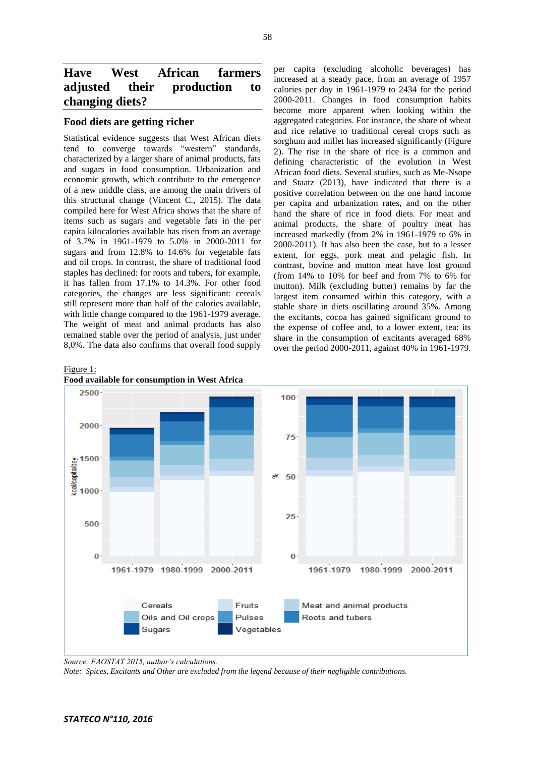## Have West African farmers adjusted their production to changing diets?

### Food diets are getting richer

Statistical evidence suggests that West African diets tend to converge towards "western" standards, characterized by a larger share of animal products, fats and sugars in food consumption. Urbanization and economic growth, which contribute to the emergence of a new middle class, are among the main drivers of this structural change (Vincent C., 2015). The data compiled here for West Africa shows that the share of items such as sugars and vegetable fats in the per capita kilocalories available has risen from an average of 3.7% in 1961-1979 to 5.0% in 2000-2011 for sugars and from 12.8% to 14.6% for vegetable fats and oil crops. In contrast, the share of traditional food staples has declined: for roots and tubers, for example, it has fallen from 17.1% to 14.3%. For other food categories, the changes are less significant: cereals still represent more than half of the calories available, with little change compared to the 1961-1979 average. The weight of meat and animal products has also remained stable over the period of analysis, just under 8,0%. The data also confirms that overall food supply per capita (excluding alcoholic beverages) has increased at a steady pace, from an average of 1957 calories per day in 1961-1979 to 2434 for the period 2000-2011. Changes in food consumption habits become more apparent when looking within the aggregated categories. For instance, the share of wheat and rice relative to traditional cereal crops such as sorghum and millet has increased significantly (Figure 2). The rise in the share of rice is a common and defining characteristic of the evolution in West African food diets. Several studies, such as Me-Nsope and Staatz (2013), have indicated that there is a positive correlation between on the one hand income per capita and urbanization rates, and on the other hand the share of rice in food diets. For meat and animal products, the share of poultry meat has increased markedly (from 2% in 1961-1979 to 6% in 2000-2011). It has also been the case, but to a lesser extent, for eggs, pork meat and pelagic fish. In contrast, bovine and mutton meat have lost ground (from 14% to 10% for beef and from 7% to 6% for mutton). Milk (excluding butter) remains by far the largest item consumed within this category, with a stable share in diets oscillating around 35%. Among the excitants, cocoa has gained significant ground to the expense of coffee and, to a lower extent, tea: its share in the consumption of excitants averaged 68% over the period 2000-2011, against 40% in 1961-1979.

Figure 1:
**Food available for consumption in West Africa**

*Source: FAOSTAT 2015, author's calculations.*
*Note: Spices, Excitants and Other are excluded from the legend because of their negligible contributions.*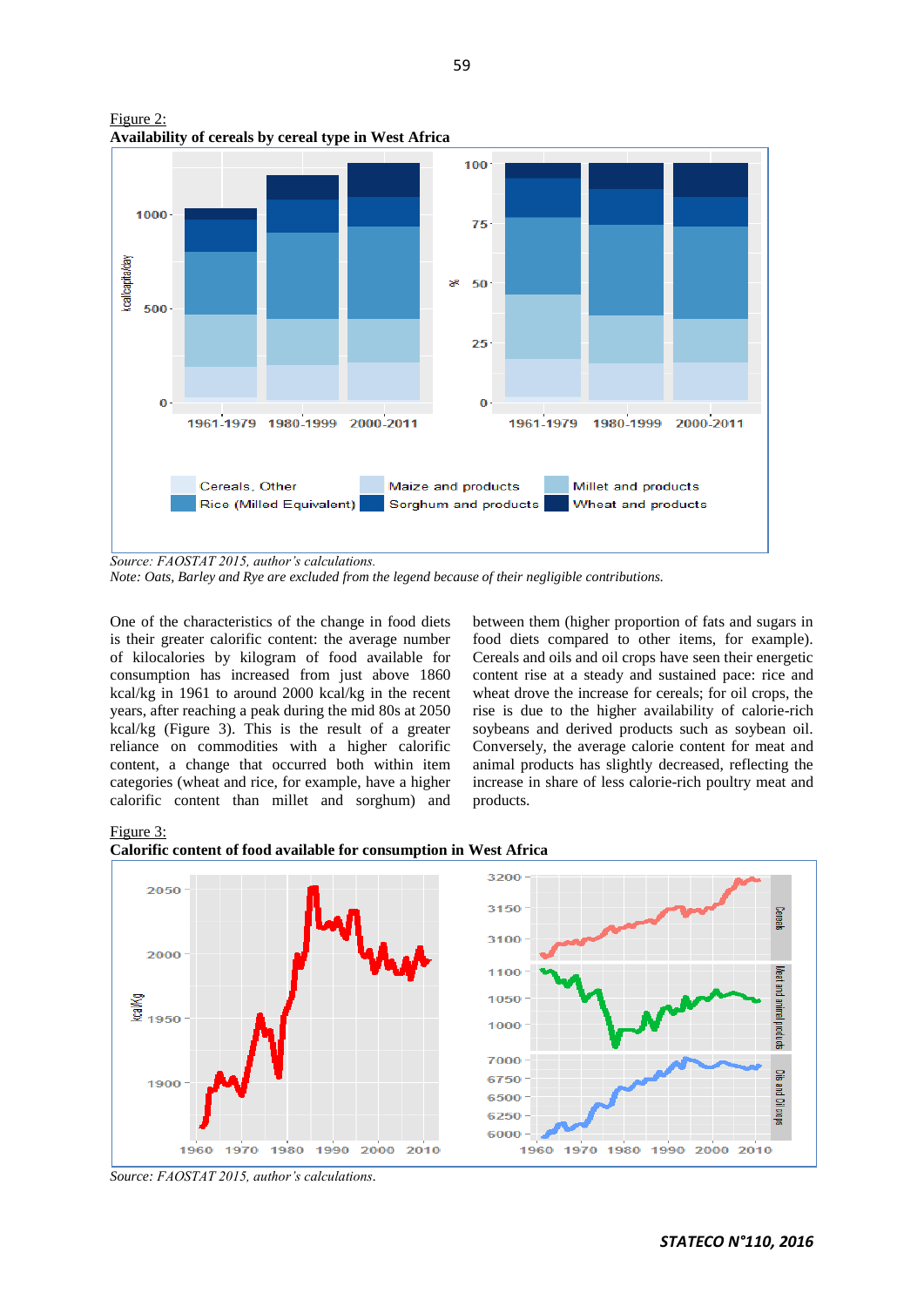Figure 2:
**Availability of cereals by cereal type in West Africa**

*Source: FAOSTAT 2015, author's calculations.*
*Note: Oats, Barley and Rye are excluded from the legend because of their negligible contributions.*

One of the characteristics of the change in food diets is their greater calorific content: the average number of kilocalories by kilogram of food available for consumption has increased from just above 1860 kcal/kg in 1961 to around 2000 kcal/kg in the recent years, after reaching a peak during the mid 80s at 2050 kcal/kg (Figure 3). This is the result of a greater reliance on commodities with a higher calorific content, a change that occurred both within item categories (wheat and rice, for example, have a higher calorific content than millet and sorghum) and between them (higher proportion of fats and sugars in food diets compared to other items, for example). Cereals and oils and oil crops have seen their energetic content rise at a steady and sustained pace: rice and wheat drove the increase for cereals; for oil crops, the rise is due to the higher availability of calorie-rich soybeans and derived products such as soybean oil. Conversely, the average calorie content for meat and animal products has slightly decreased, reflecting the increase in share of less calorie-rich poultry meat and products.

Figure 3:
**Calorific content of food available for consumption in West Africa**

*Source: FAOSTAT 2015, author's calculations.*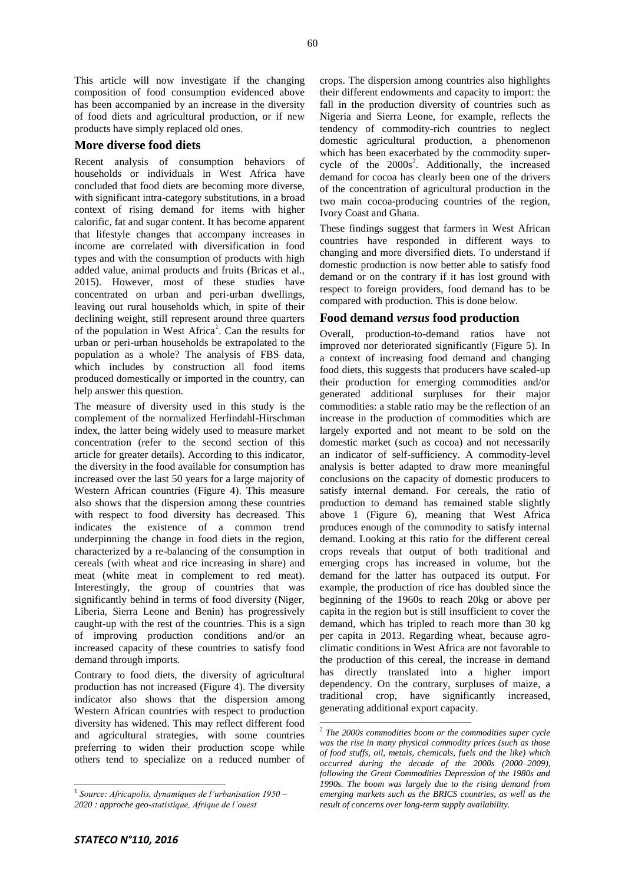This article will now investigate if the changing composition of food consumption evidenced above has been accompanied by an increase in the diversity of food diets and agricultural production, or if new products have simply replaced old ones.

## More diverse food diets

Recent analysis of consumption behaviors of households or individuals in West Africa have concluded that food diets are becoming more diverse, with significant intra-category substitutions, in a broad context of rising demand for items with higher calorific, fat and sugar content. It has become apparent that lifestyle changes that accompany increases in income are correlated with diversification in food types and with the consumption of products with high added value, animal products and fruits (Bricas et al., 2015). However, most of these studies have concentrated on urban and peri-urban dwellings, leaving out rural households which, in spite of their declining weight, still represent around three quarters of the population in West Africa[1]. Can the results for urban or peri-urban households be extrapolated to the population as a whole? The analysis of FBS data, which includes by construction all food items produced domestically or imported in the country, can help answer this question.

The measure of diversity used in this study is the complement of the normalized Herfindahl-Hirschman index, the latter being widely used to measure market concentration (refer to the second section of this article for greater details). According to this indicator, the diversity in the food available for consumption has increased over the last 50 years for a large majority of Western African countries (Figure 4). This measure also shows that the dispersion among these countries with respect to food diversity has decreased. This indicates the existence of a common trend underpinning the change in food diets in the region, characterized by a re-balancing of the consumption in cereals (with wheat and rice increasing in share) and meat (white meat in complement to red meat). Interestingly, the group of countries that was significantly behind in terms of food diversity (Niger, Liberia, Sierra Leone and Benin) has progressively caught-up with the rest of the countries. This is a sign of improving production conditions and/or an increased capacity of these countries to satisfy food demand through imports.

Contrary to food diets, the diversity of agricultural production has not increased (Figure 4). The diversity indicator also shows that the dispersion among Western African countries with respect to production diversity has widened. This may reflect different food and agricultural strategies, with some countries preferring to widen their production scope while others tend to specialize on a reduced number of crops. The dispersion among countries also highlights their different endowments and capacity to import: the fall in the production diversity of countries such as Nigeria and Sierra Leone, for example, reflects the tendency of commodity-rich countries to neglect domestic agricultural production, a phenomenon which has been exacerbated by the commodity super-cycle of the 2000s[2]. Additionally, the increased demand for cocoa has clearly been one of the drivers of the concentration of agricultural production in the two main cocoa-producing countries of the region, Ivory Coast and Ghana.

These findings suggest that farmers in West African countries have responded in different ways to changing and more diversified diets. To understand if domestic production is now better able to satisfy food demand or on the contrary if it has lost ground with respect to foreign providers, food demand has to be compared with production. This is done below.

## Food demand *versus* food production

Overall, production-to-demand ratios have not improved nor deteriorated significantly (Figure 5). In a context of increasing food demand and changing food diets, this suggests that producers have scaled-up their production for emerging commodities and/or generated additional surpluses for their major commodities: a stable ratio may be the reflection of an increase in the production of commodities which are largely exported and not meant to be sold on the domestic market (such as cocoa) and not necessarily an indicator of self-sufficiency. A commodity-level analysis is better adapted to draw more meaningful conclusions on the capacity of domestic producers to satisfy internal demand. For cereals, the ratio of production to demand has remained stable slightly above 1 (Figure 6), meaning that West Africa produces enough of the commodity to satisfy internal demand. Looking at this ratio for the different cereal crops reveals that output of both traditional and emerging crops has increased in volume, but the demand for the latter has outpaced its output. For example, the production of rice has doubled since the beginning of the 1960s to reach 20kg or above per capita in the region but is still insufficient to cover the demand, which has tripled to reach more than 30 kg per capita in 2013. Regarding wheat, because agro-climatic conditions in West Africa are not favorable to the production of this cereal, the increase in demand has directly translated into a higher import dependency. On the contrary, surpluses of maize, a traditional crop, have significantly increased, generating additional export capacity.

[1] *Source: Africapolis, dynamiques de l'urbanisation 1950 – 2020 : approche geo-statistique, Afrique de l'ouest*

[2] *The 2000s commodities boom or the commodities super cycle was the rise in many physical commodity prices (such as those of food stuffs, oil, metals, chemicals, fuels and the like) which occurred during the decade of the 2000s (2000–2009), following the Great Commodities Depression of the 1980s and 1990s. The boom was largely due to the rising demand from emerging markets such as the BRICS countries, as well as the result of concerns over long-term supply availability.*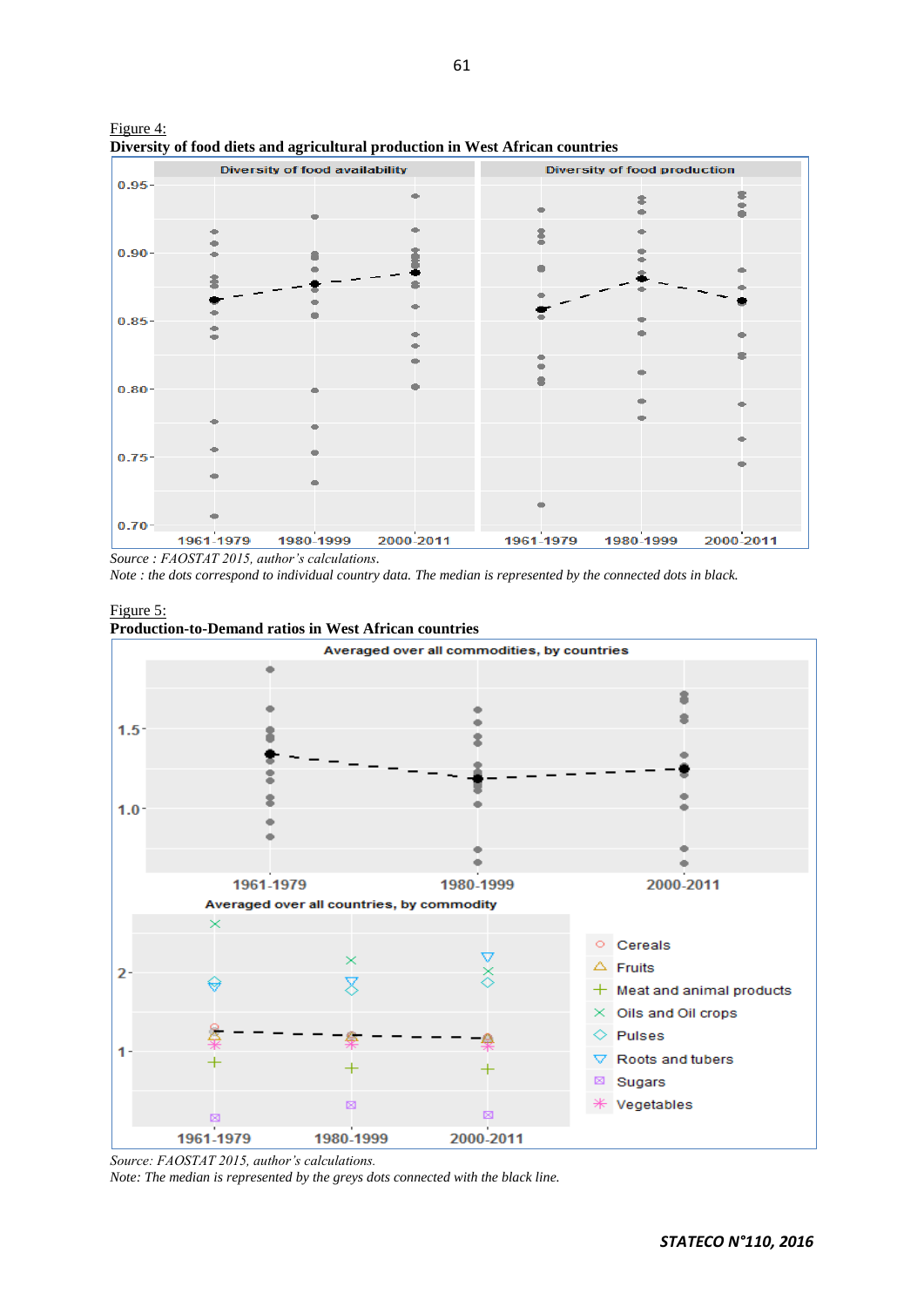Figure 4:

**Diversity of food diets and agricultural production in West African countries**

*Source : FAOSTAT 2015, author's calculations.*

*Note : the dots correspond to individual country data. The median is represented by the connected dots in black.*

Figure 5:

**Production-to-Demand ratios in West African countries**

*Source: FAOSTAT 2015, author's calculations.*

*Note: The median is represented by the greys dots connected with the black line.*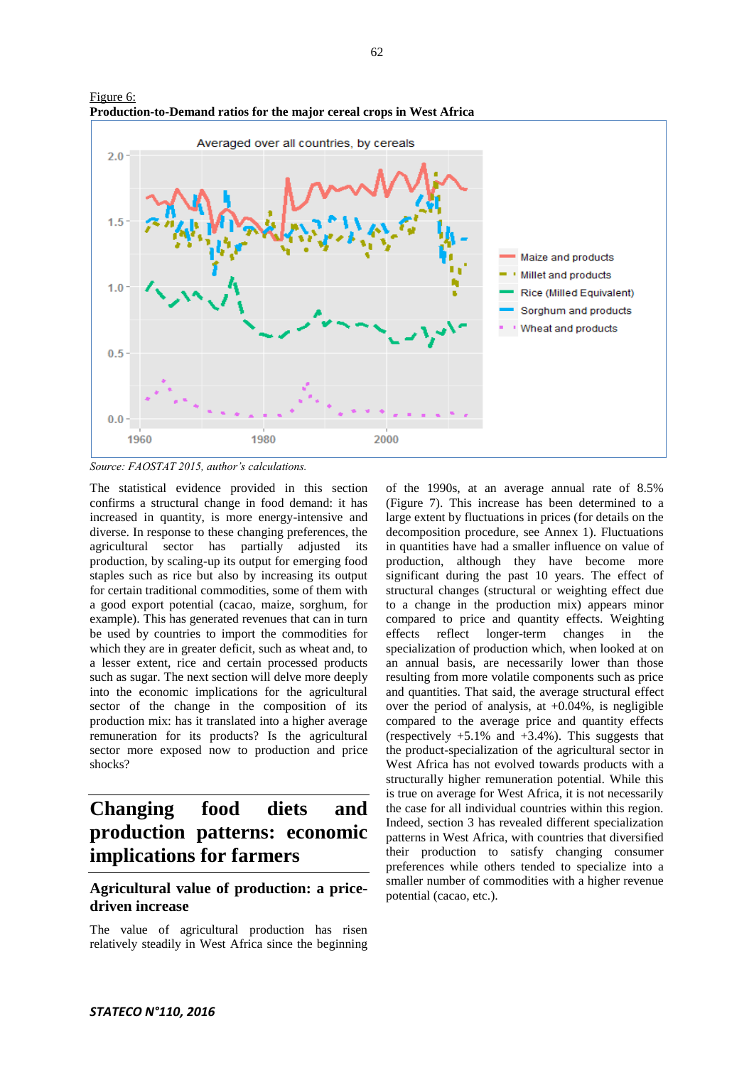Figure 6:

**Production-to-Demand ratios for the major cereal crops in West Africa**

*Source: FAOSTAT 2015, author's calculations.*

The statistical evidence provided in this section confirms a structural change in food demand: it has increased in quantity, is more energy-intensive and diverse. In response to these changing preferences, the agricultural sector has partially adjusted its production, by scaling-up its output for emerging food staples such as rice but also by increasing its output for certain traditional commodities, some of them with a good export potential (cacao, maize, sorghum, for example). This has generated revenues that can in turn be used by countries to import the commodities for which they are in greater deficit, such as wheat and, to a lesser extent, rice and certain processed products such as sugar. The next section will delve more deeply into the economic implications for the agricultural sector of the change in the composition of its production mix: has it translated into a higher average remuneration for its products? Is the agricultural sector more exposed now to production and price shocks?

# Changing food diets and production patterns: economic implications for farmers

## Agricultural value of production: a price-driven increase

The value of agricultural production has risen relatively steadily in West Africa since the beginning of the 1990s, at an average annual rate of 8.5% (Figure 7). This increase has been determined to a large extent by fluctuations in prices (for details on the decomposition procedure, see Annex 1). Fluctuations in quantities have had a smaller influence on value of production, although they have become more significant during the past 10 years. The effect of structural changes (structural or weighting effect due to a change in the production mix) appears minor compared to price and quantity effects. Weighting effects reflect longer-term changes in the specialization of production which, when looked at on an annual basis, are necessarily lower than those resulting from more volatile components such as price and quantities. That said, the average structural effect over the period of analysis, at +0.04%, is negligible compared to the average price and quantity effects (respectively +5.1% and +3.4%). This suggests that the product-specialization of the agricultural sector in West Africa has not evolved towards products with a structurally higher remuneration potential. While this is true on average for West Africa, it is not necessarily the case for all individual countries within this region. Indeed, section 3 has revealed different specialization patterns in West Africa, with countries that diversified their production to satisfy changing consumer preferences while others tended to specialize into a smaller number of commodities with a higher revenue potential (cacao, etc.).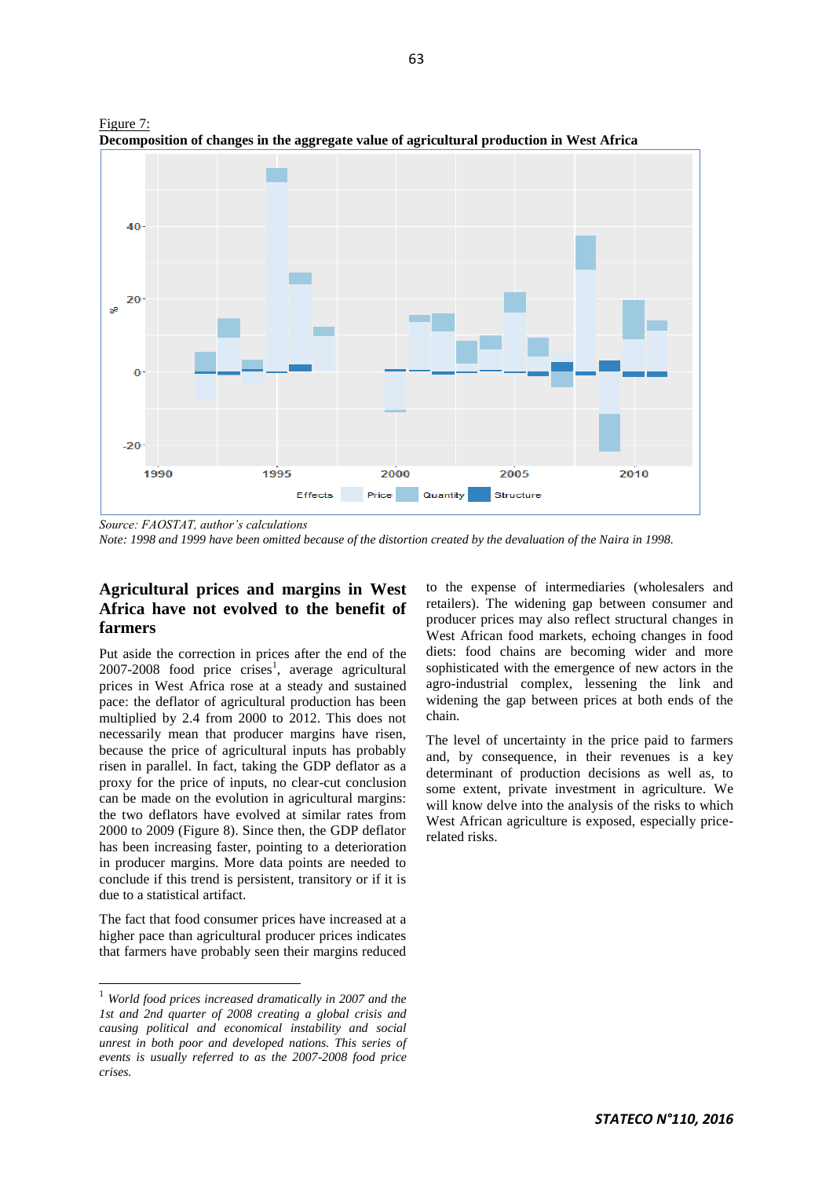Figure 7:
**Decomposition of changes in the aggregate value of agricultural production in West Africa**

*Source: FAOSTAT, author's calculations*
*Note: 1998 and 1999 have been omitted because of the distortion created by the devaluation of the Naira in 1998.*

## Agricultural prices and margins in West Africa have not evolved to the benefit of farmers

Put aside the correction in prices after the end of the 2007-2008 food price crises[1], average agricultural prices in West Africa rose at a steady and sustained pace: the deflator of agricultural production has been multiplied by 2.4 from 2000 to 2012. This does not necessarily mean that producer margins have risen, because the price of agricultural inputs has probably risen in parallel. In fact, taking the GDP deflator as a proxy for the price of inputs, no clear-cut conclusion can be made on the evolution in agricultural margins: the two deflators have evolved at similar rates from 2000 to 2009 (Figure 8). Since then, the GDP deflator has been increasing faster, pointing to a deterioration in producer margins. More data points are needed to conclude if this trend is persistent, transitory or if it is due to a statistical artifact.

The fact that food consumer prices have increased at a higher pace than agricultural producer prices indicates that farmers have probably seen their margins reduced to the expense of intermediaries (wholesalers and retailers). The widening gap between consumer and producer prices may also reflect structural changes in West African food markets, echoing changes in food diets: food chains are becoming wider and more sophisticated with the emergence of new actors in the agro-industrial complex, lessening the link and widening the gap between prices at both ends of the chain.

The level of uncertainty in the price paid to farmers and, by consequence, in their revenues is a key determinant of production decisions as well as, to some extent, private investment in agriculture. We will know delve into the analysis of the risks to which West African agriculture is exposed, especially price-related risks.

---

[1] *World food prices increased dramatically in 2007 and the 1st and 2nd quarter of 2008 creating a global crisis and causing political and economical instability and social unrest in both poor and developed nations. This series of events is usually referred to as the 2007-2008 food price crises.*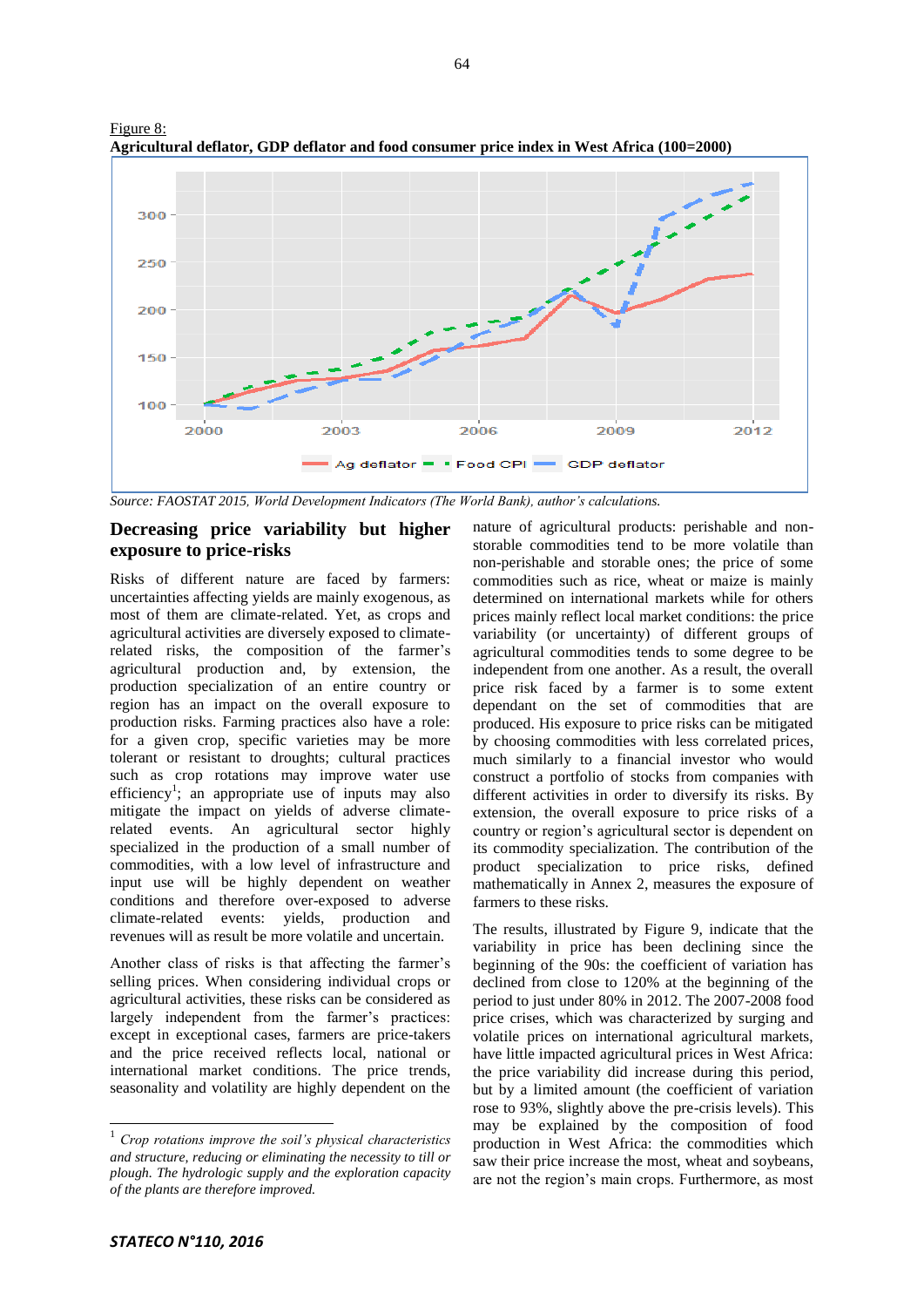Figure 8:
**Agricultural deflator, GDP deflator and food consumer price index in West Africa (100=2000)**

*Source: FAOSTAT 2015, World Development Indicators (The World Bank), author's calculations.*

## Decreasing price variability but higher exposure to price-risks

Risks of different nature are faced by farmers: uncertainties affecting yields are mainly exogenous, as most of them are climate-related. Yet, as crops and agricultural activities are diversely exposed to climate-related risks, the composition of the farmer's agricultural production and, by extension, the production specialization of an entire country or region has an impact on the overall exposure to production risks. Farming practices also have a role: for a given crop, specific varieties may be more tolerant or resistant to droughts; cultural practices such as crop rotations may improve water use efficiency[1]; an appropriate use of inputs may also mitigate the impact on yields of adverse climate-related events. An agricultural sector highly specialized in the production of a small number of commodities, with a low level of infrastructure and input use will be highly dependent on weather conditions and therefore over-exposed to adverse climate-related events: yields, production and revenues will as result be more volatile and uncertain.

Another class of risks is that affecting the farmer's selling prices. When considering individual crops or agricultural activities, these risks can be considered as largely independent from the farmer's practices: except in exceptional cases, farmers are price-takers and the price received reflects local, national or international market conditions. The price trends, seasonality and volatility are highly dependent on the nature of agricultural products: perishable and non-storable commodities tend to be more volatile than non-perishable and storable ones; the price of some commodities such as rice, wheat or maize is mainly determined on international markets while for others prices mainly reflect local market conditions: the price variability (or uncertainty) of different groups of agricultural commodities tends to some degree to be independent from one another. As a result, the overall price risk faced by a farmer is to some extent dependant on the set of commodities that are produced. His exposure to price risks can be mitigated by choosing commodities with less correlated prices, much similarly to a financial investor who would construct a portfolio of stocks from companies with different activities in order to diversify its risks. By extension, the overall exposure to price risks of a country or region's agricultural sector is dependent on its commodity specialization. The contribution of the product specialization to price risks, defined mathematically in Annex 2, measures the exposure of farmers to these risks.

The results, illustrated by Figure 9, indicate that the variability in price has been declining since the beginning of the 90s: the coefficient of variation has declined from close to 120% at the beginning of the period to just under 80% in 2012. The 2007-2008 food price crises, which was characterized by surging and volatile prices on international agricultural markets, have little impacted agricultural prices in West Africa: the price variability did increase during this period, but by a limited amount (the coefficient of variation rose to 93%, slightly above the pre-crisis levels). This may be explained by the composition of food production in West Africa: the commodities which saw their price increase the most, wheat and soybeans, are not the region's main crops. Furthermore, as most

[1] *Crop rotations improve the soil's physical characteristics and structure, reducing or eliminating the necessity to till or plough. The hydrologic supply and the exploration capacity of the plants are therefore improved.*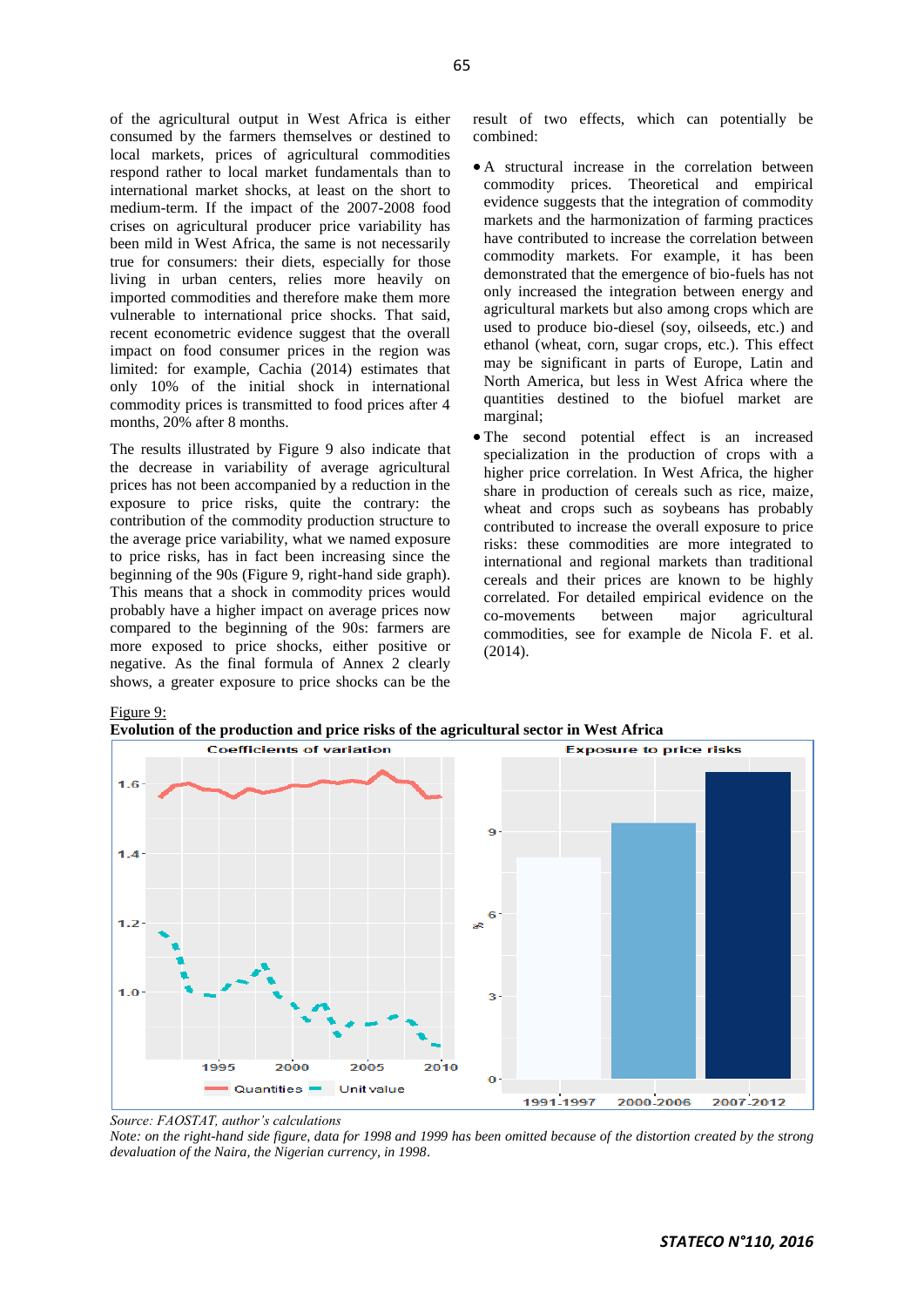of the agricultural output in West Africa is either consumed by the farmers themselves or destined to local markets, prices of agricultural commodities respond rather to local market fundamentals than to international market shocks, at least on the short to medium-term. If the impact of the 2007-2008 food crises on agricultural producer price variability has been mild in West Africa, the same is not necessarily true for consumers: their diets, especially for those living in urban centers, relies more heavily on imported commodities and therefore make them more vulnerable to international price shocks. That said, recent econometric evidence suggest that the overall impact on food consumer prices in the region was limited: for example, Cachia (2014) estimates that only 10% of the initial shock in international commodity prices is transmitted to food prices after 4 months, 20% after 8 months.

The results illustrated by Figure 9 also indicate that the decrease in variability of average agricultural prices has not been accompanied by a reduction in the exposure to price risks, quite the contrary: the contribution of the commodity production structure to the average price variability, what we named exposure to price risks, has in fact been increasing since the beginning of the 90s (Figure 9, right-hand side graph). This means that a shock in commodity prices would probably have a higher impact on average prices now compared to the beginning of the 90s: farmers are more exposed to price shocks, either positive or negative. As the final formula of Annex 2 clearly shows, a greater exposure to price shocks can be the result of two effects, which can potentially be combined:

- A structural increase in the correlation between commodity prices. Theoretical and empirical evidence suggests that the integration of commodity markets and the harmonization of farming practices have contributed to increase the correlation between commodity markets. For example, it has been demonstrated that the emergence of bio-fuels has not only increased the integration between energy and agricultural markets but also among crops which are used to produce bio-diesel (soy, oilseeds, etc.) and ethanol (wheat, corn, sugar crops, etc.). This effect may be significant in parts of Europe, Latin and North America, but less in West Africa where the quantities destined to the biofuel market are marginal;
- The second potential effect is an increased specialization in the production of crops with a higher price correlation. In West Africa, the higher share in production of cereals such as rice, maize, wheat and crops such as soybeans has probably contributed to increase the overall exposure to price risks: these commodities are more integrated to international and regional markets than traditional cereals and their prices are known to be highly correlated. For detailed empirical evidence on the co-movements between major agricultural commodities, see for example de Nicola F. et al. (2014).

Figure 9:
**Evolution of the production and price risks of the agricultural sector in West Africa**

*Source: FAOSTAT, author's calculations*
*Note: on the right-hand side figure, data for 1998 and 1999 has been omitted because of the distortion created by the strong devaluation of the Naira, the Nigerian currency, in 1998.*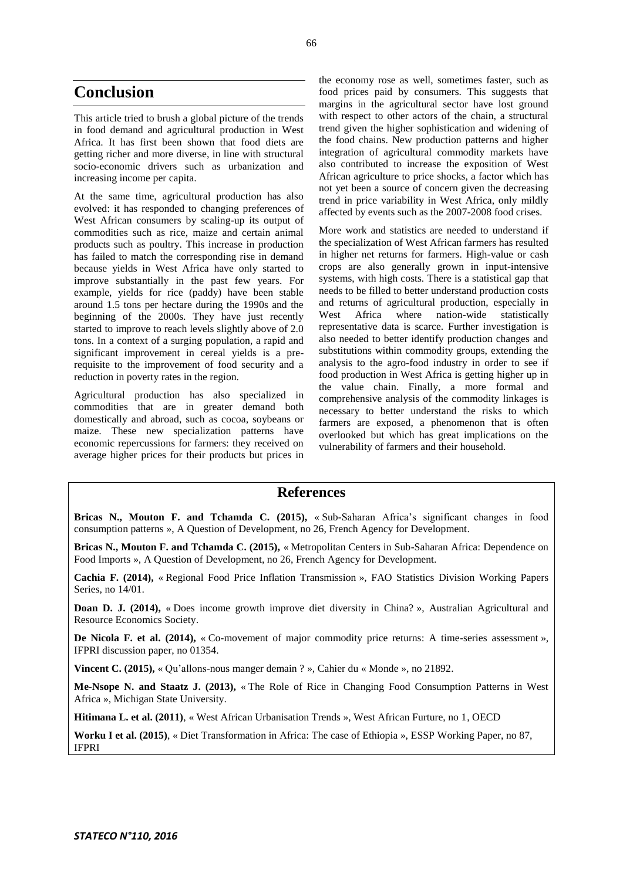## Conclusion

This article tried to brush a global picture of the trends in food demand and agricultural production in West Africa. It has first been shown that food diets are getting richer and more diverse, in line with structural socio-economic drivers such as urbanization and increasing income per capita.

At the same time, agricultural production has also evolved: it has responded to changing preferences of West African consumers by scaling-up its output of commodities such as rice, maize and certain animal products such as poultry. This increase in production has failed to match the corresponding rise in demand because yields in West Africa have only started to improve substantially in the past few years. For example, yields for rice (paddy) have been stable around 1.5 tons per hectare during the 1990s and the beginning of the 2000s. They have just recently started to improve to reach levels slightly above of 2.0 tons. In a context of a surging population, a rapid and significant improvement in cereal yields is a pre-requisite to the improvement of food security and a reduction in poverty rates in the region.

Agricultural production has also specialized in commodities that are in greater demand both domestically and abroad, such as cocoa, soybeans or maize. These new specialization patterns have economic repercussions for farmers: they received on average higher prices for their products but prices in the economy rose as well, sometimes faster, such as food prices paid by consumers. This suggests that margins in the agricultural sector have lost ground with respect to other actors of the chain, a structural trend given the higher sophistication and widening of the food chains. New production patterns and higher integration of agricultural commodity markets have also contributed to increase the exposition of West African agriculture to price shocks, a factor which has not yet been a source of concern given the decreasing trend in price variability in West Africa, only mildly affected by events such as the 2007-2008 food crises.

More work and statistics are needed to understand if the specialization of West African farmers has resulted in higher net returns for farmers. High-value or cash crops are also generally grown in input-intensive systems, with high costs. There is a statistical gap that needs to be filled to better understand production costs and returns of agricultural production, especially in West Africa where nation-wide statistically representative data is scarce. Further investigation is also needed to better identify production changes and substitutions within commodity groups, extending the analysis to the agro-food industry in order to see if food production in West Africa is getting higher up in the value chain. Finally, a more formal and comprehensive analysis of the commodity linkages is necessary to better understand the risks to which farmers are exposed, a phenomenon that is often overlooked but which has great implications on the vulnerability of farmers and their household.

## References

**Bricas N., Mouton F. and Tchamda C. (2015),** « Sub-Saharan Africa's significant changes in food consumption patterns », A Question of Development, no 26, French Agency for Development.

**Bricas N., Mouton F. and Tchamda C. (2015),** « Metropolitan Centers in Sub-Saharan Africa: Dependence on Food Imports », A Question of Development, no 26, French Agency for Development.

**Cachia F. (2014),** « Regional Food Price Inflation Transmission », FAO Statistics Division Working Papers Series, no 14/01.

**Doan D. J. (2014),** « Does income growth improve diet diversity in China? », Australian Agricultural and Resource Economics Society.

**De Nicola F. et al. (2014),** « Co-movement of major commodity price returns: A time-series assessment », IFPRI discussion paper, no 01354.

**Vincent C. (2015),** « Qu'allons-nous manger demain ? », Cahier du « Monde », no 21892.

**Me-Nsope N. and Staatz J. (2013),** « The Role of Rice in Changing Food Consumption Patterns in West Africa », Michigan State University.

**Hitimana L. et al. (2011)**, « West African Urbanisation Trends », West African Furture, no 1, OECD

**Worku I et al. (2015)**, « Diet Transformation in Africa: The case of Ethiopia », ESSP Working Paper, no 87, IFPRI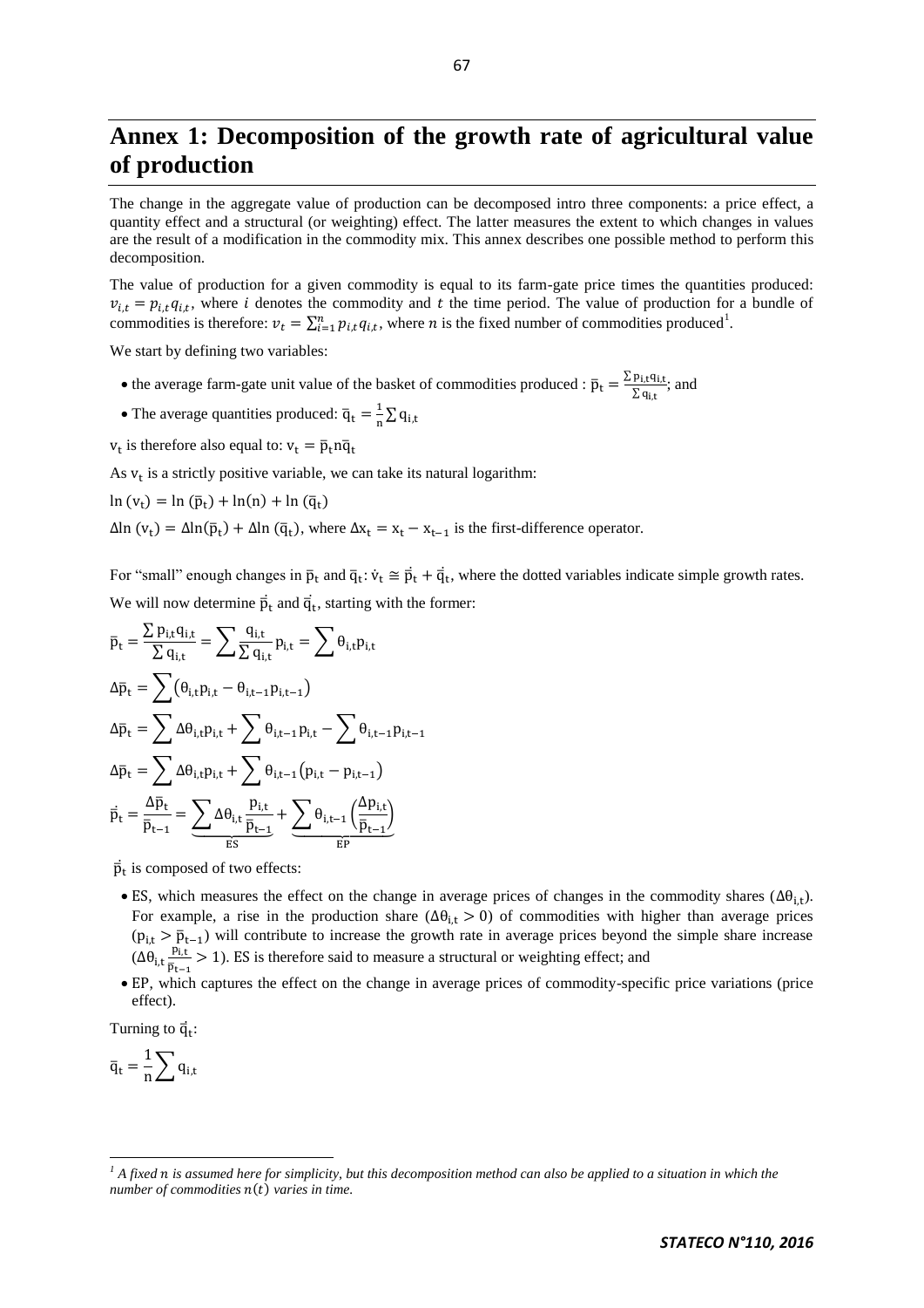# Annex 1: Decomposition of the growth rate of agricultural value of production

The change in the aggregate value of production can be decomposed intro three components: a price effect, a quantity effect and a structural (or weighting) effect. The latter measures the extent to which changes in values are the result of a modification in the commodity mix. This annex describes one possible method to perform this decomposition.

The value of production for a given commodity is equal to its farm-gate price times the quantities produced: $v_{i,t} = p_{i,t}q_{i,t}$, where $i$ denotes the commodity and $t$ the time period. The value of production for a bundle of commodities is therefore: $v_t = \sum_{i=1}^{n} p_{i,t}q_{i,t}$, where $n$ is the fixed number of commodities produced[1].

We start by defining two variables:

- the average farm-gate unit value of the basket of commodities produced : $\bar{p}_t = \frac{\sum p_{i,t}q_{i,t}}{\sum q_{i,t}}$; and
- The average quantities produced: $\bar{q}_t = \frac{1}{n}\sum q_{i,t}$

$v_t$ is therefore also equal to: $v_t = \bar{p}_t n \bar{q}_t$

As $v_t$ is a strictly positive variable, we can take its natural logarithm:

$\ln(v_t) = \ln(\bar{p}_t) + \ln(n) + \ln(\bar{q}_t)$

$\Delta\ln(v_t) = \Delta\ln(\bar{p}_t) + \Delta\ln(\bar{q}_t)$, where $\Delta x_t = x_t - x_{t-1}$ is the first-difference operator.

For "small" enough changes in $\bar{p}_t$ and $\bar{q}_t$: $\dot{v}_t \cong \dot{\bar{p}}_t + \dot{\bar{q}}_t$, where the dotted variables indicate simple growth rates.

We will now determine $\dot{\bar{p}}_t$ and $\dot{\bar{q}}_t$, starting with the former:

$$\bar{p}_t = \frac{\sum p_{i,t}q_{i,t}}{\sum q_{i,t}} = \sum \frac{q_{i,t}}{\sum q_{i,t}} p_{i,t} = \sum \theta_{i,t}p_{i,t}$$

$$\Delta\bar{p}_t = \sum \left(\theta_{i,t}p_{i,t} - \theta_{i,t-1}p_{i,t-1}\right)$$

$$\Delta\bar{p}_t = \sum \Delta\theta_{i,t}p_{i,t} + \sum \theta_{i,t-1}p_{i,t} - \sum \theta_{i,t-1}p_{i,t-1}$$

$$\Delta\bar{p}_t = \sum \Delta\theta_{i,t}p_{i,t} + \sum \theta_{i,t-1}\left(p_{i,t} - p_{i,t-1}\right)$$

$$\dot{\bar{p}}_t = \frac{\Delta\bar{p}_t}{\bar{p}_{t-1}} = \underbrace{\sum \Delta\theta_{i,t}\frac{p_{i,t}}{\bar{p}_{t-1}}}_{ES} + \underbrace{\sum \theta_{i,t-1}\left(\frac{\Delta p_{i,t}}{\bar{p}_{t-1}}\right)}_{EP}$$

$\dot{\bar{p}}_t$ is composed of two effects:

- ES, which measures the effect on the change in average prices of changes in the commodity shares ($\Delta\theta_{i,t}$). For example, a rise in the production share ($\Delta\theta_{i,t} > 0$) of commodities with higher than average prices ($p_{i,t} > \bar{p}_{t-1}$) will contribute to increase the growth rate in average prices beyond the simple share increase ($\Delta\theta_{i,t}\frac{p_{i,t}}{\bar{p}_{t-1}} > 1$). ES is therefore said to measure a structural or weighting effect; and
- EP, which captures the effect on the change in average prices of commodity-specific price variations (price effect).

Turning to $\dot{\bar{q}}_t$:

$$\bar{q}_t = \frac{1}{n}\sum q_{i,t}$$

[1] *A fixed $n$ is assumed here for simplicity, but this decomposition method can also be applied to a situation in which the number of commodities $n(t)$ varies in time.*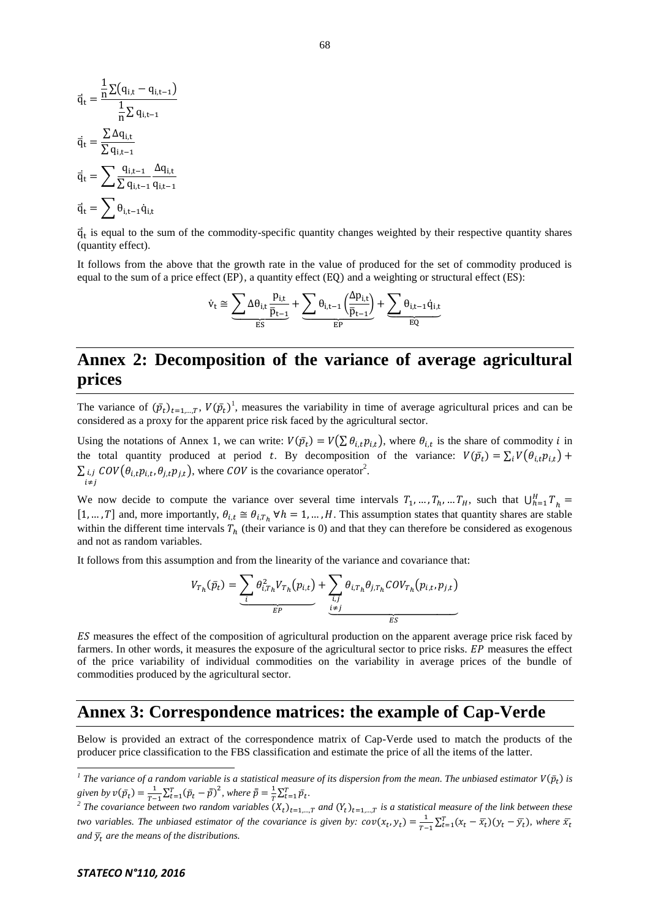$$\vec{q}_t = \frac{\frac{1}{n}\sum(q_{i,t} - q_{i,t-1})}{\frac{1}{n}\sum q_{i,t-1}}$$

$$\vec{q}_t = \frac{\sum \Delta q_{i,t}}{\sum q_{i,t-1}}$$

$$\vec{q}_t = \sum \frac{q_{i,t-1}}{\sum q_{i,t-1}} \frac{\Delta q_{i,t}}{q_{i,t-1}}$$

$$\vec{q}_t = \sum \theta_{i,t-1} \dot{q}_{i,t}$$

$\vec{q}_t$ is equal to the sum of the commodity-specific quantity changes weighted by their respective quantity shares (quantity effect).

It follows from the above that the growth rate in the value of produced for the set of commodity produced is equal to the sum of a price effect (EP), a quantity effect (EQ) and a weighting or structural effect (ES):

$$\dot{v}_t \cong \underbrace{\sum \Delta\theta_{i,t} \frac{p_{i,t}}{\bar{p}_{t-1}}}_{ES} + \underbrace{\sum \theta_{i,t-1}\left(\frac{\Delta p_{i,t}}{\bar{p}_{t-1}}\right)}_{EP} + \underbrace{\sum \theta_{i,t-1}\dot{q}_{i,t}}_{EQ}$$

# Annex 2: Decomposition of the variance of average agricultural prices

The variance of $(\bar{p}_t)_{t=1,\dots,T}$, $V(\bar{p}_t)$[1], measures the variability in time of average agricultural prices and can be considered as a proxy for the apparent price risk faced by the agricultural sector.

Using the notations of Annex 1, we can write: $V(\bar{p}_t) = V\left(\sum \theta_{i,t} p_{i,t}\right)$, where $\theta_{i,t}$ is the share of commodity $i$ in the total quantity produced at period $t$. By decomposition of the variance: $V(\bar{p}_t) = \sum_i V\left(\theta_{i,t} p_{i,t}\right) + \sum_{\substack{i,j \\ i \neq j}} COV\left(\theta_{i,t} p_{i,t}, \theta_{j,t} p_{j,t}\right)$, where $COV$ is the covariance operator[2].

We now decide to compute the variance over several time intervals $T_1, \dots, T_h, \dots T_H$, such that $\bigcup_{h=1}^{H} T_h = [1, \dots, T]$ and, more importantly, $\theta_{i,t} \cong \theta_{i,T_h} \; \forall h = 1, \dots, H$. This assumption states that quantity shares are stable within the different time intervals $T_h$ (their variance is 0) and that they can therefore be considered as exogenous and not as random variables.

It follows from this assumption and from the linearity of the variance and covariance that:

$$V_{T_h}(\bar{p}_t) = \underbrace{\sum_i \theta_{i,T_h}^2 V_{T_h}\left(p_{i,t}\right)}_{EP} + \underbrace{\sum_{\substack{i,j \\ i \neq j}} \theta_{i,T_h}\theta_{j,T_h} COV_{T_h}\left(p_{i,t}, p_{j,t}\right)}_{ES}$$

$ES$ measures the effect of the composition of agricultural production on the apparent average price risk faced by farmers. In other words, it measures the exposure of the agricultural sector to price risks. $EP$ measures the effect of the price variability of individual commodities on the variability in average prices of the bundle of commodities produced by the agricultural sector.

# Annex 3: Correspondence matrices: the example of Cap-Verde

Below is provided an extract of the correspondence matrix of Cap-Verde used to match the products of the producer price classification to the FBS classification and estimate the price of all the items of the latter.

---

[1] *The variance of a random variable is a statistical measure of its dispersion from the mean. The unbiased estimator $V(\bar{p}_t)$ is given by $v(\bar{p}_t) = \frac{1}{T-1}\sum_{t=1}^{T}(\bar{p}_t - \bar{\bar{p}})^2$, where $\bar{\bar{p}} = \frac{1}{T}\sum_{t=1}^{T}\bar{p}_t$.*

[2] *The covariance between two random variables $(X_t)_{t=1,\dots,T}$ and $(Y_t)_{t=1,\dots,T}$ is a statistical measure of the link between these two variables. The unbiased estimator of the covariance is given by: $cov(x_t, y_t) = \frac{1}{T-1}\sum_{t=1}^{T}(x_t - \bar{x_t})(y_t - \bar{y_t})$, where $\bar{x_t}$ and $\bar{y_t}$ are the means of the distributions.*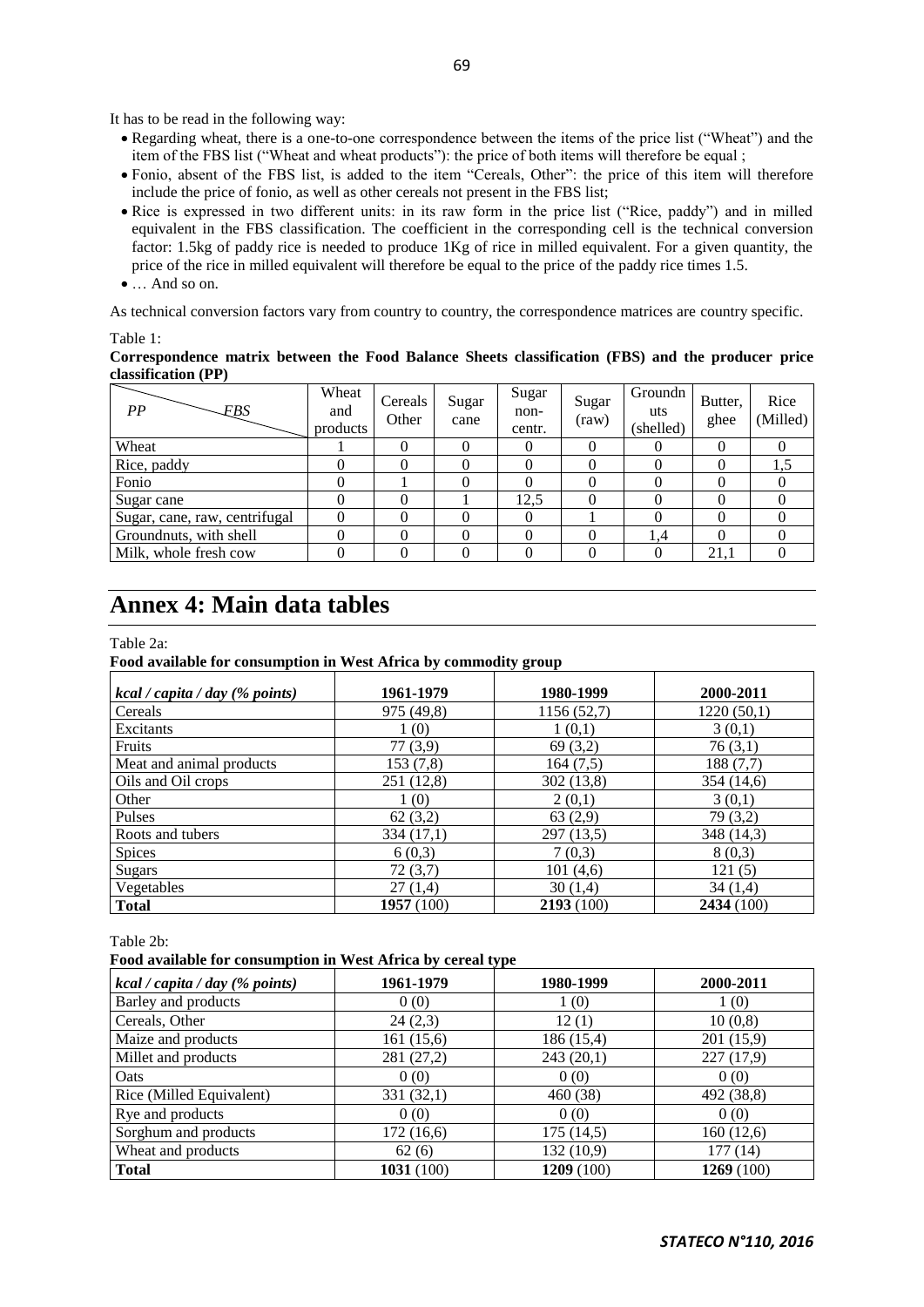It has to be read in the following way:

- Regarding wheat, there is a one-to-one correspondence between the items of the price list ("Wheat") and the item of the FBS list ("Wheat and wheat products"): the price of both items will therefore be equal ;
- Fonio, absent of the FBS list, is added to the item "Cereals, Other": the price of this item will therefore include the price of fonio, as well as other cereals not present in the FBS list;
- Rice is expressed in two different units: in its raw form in the price list ("Rice, paddy") and in milled equivalent in the FBS classification. The coefficient in the corresponding cell is the technical conversion factor: 1.5kg of paddy rice is needed to produce 1Kg of rice in milled equivalent. For a given quantity, the price of the rice in milled equivalent will therefore be equal to the price of the paddy rice times 1.5.
- … And so on.

As technical conversion factors vary from country to country, the correspondence matrices are country specific.

Table 1:

**Correspondence matrix between the Food Balance Sheets classification (FBS) and the producer price classification (PP)**

| *PP* / *FBS* | Wheat and products | Cereals Other | Sugar cane | Sugar non-centr. | Sugar (raw) | Groundnuts (shelled) | Butter, ghee | Rice (Milled) |
|---|---|---|---|---|---|---|---|---|
| Wheat | 1 | 0 | 0 | 0 | 0 | 0 | 0 | 0 |
| Rice, paddy | 0 | 0 | 0 | 0 | 0 | 0 | 0 | 1,5 |
| Fonio | 0 | 1 | 0 | 0 | 0 | 0 | 0 | 0 |
| Sugar cane | 0 | 0 | 1 | 12,5 | 0 | 0 | 0 | 0 |
| Sugar, cane, raw, centrifugal | 0 | 0 | 0 | 0 | 1 | 0 | 0 | 0 |
| Groundnuts, with shell | 0 | 0 | 0 | 0 | 0 | 1,4 | 0 | 0 |
| Milk, whole fresh cow | 0 | 0 | 0 | 0 | 0 | 0 | 21,1 | 0 |

# Annex 4: Main data tables

Table 2a:

**Food available for consumption in West Africa by commodity group**

| *kcal / capita / day (% points)* | 1961-1979 | 1980-1999 | 2000-2011 |
|---|---|---|---|
| Cereals | 975 (49,8) | 1156 (52,7) | 1220 (50,1) |
| Excitants | 1 (0) | 1 (0,1) | 3 (0,1) |
| Fruits | 77 (3,9) | 69 (3,2) | 76 (3,1) |
| Meat and animal products | 153 (7,8) | 164 (7,5) | 188 (7,7) |
| Oils and Oil crops | 251 (12,8) | 302 (13,8) | 354 (14,6) |
| Other | 1 (0) | 2 (0,1) | 3 (0,1) |
| Pulses | 62 (3,2) | 63 (2,9) | 79 (3,2) |
| Roots and tubers | 334 (17,1) | 297 (13,5) | 348 (14,3) |
| Spices | 6 (0,3) | 7 (0,3) | 8 (0,3) |
| Sugars | 72 (3,7) | 101 (4,6) | 121 (5) |
| Vegetables | 27 (1,4) | 30 (1,4) | 34 (1,4) |
| **Total** | **1957** (100) | **2193** (100) | **2434** (100) |

Table 2b:

**Food available for consumption in West Africa by cereal type**

| *kcal / capita / day (% points)* | 1961-1979 | 1980-1999 | 2000-2011 |
|---|---|---|---|
| Barley and products | 0 (0) | 1 (0) | 1 (0) |
| Cereals, Other | 24 (2,3) | 12 (1) | 10 (0,8) |
| Maize and products | 161 (15,6) | 186 (15,4) | 201 (15,9) |
| Millet and products | 281 (27,2) | 243 (20,1) | 227 (17,9) |
| Oats | 0 (0) | 0 (0) | 0 (0) |
| Rice (Milled Equivalent) | 331 (32,1) | 460 (38) | 492 (38,8) |
| Rye and products | 0 (0) | 0 (0) | 0 (0) |
| Sorghum and products | 172 (16,6) | 175 (14,5) | 160 (12,6) |
| Wheat and products | 62 (6) | 132 (10,9) | 177 (14) |
| **Total** | **1031** (100) | **1209** (100) | **1269** (100) |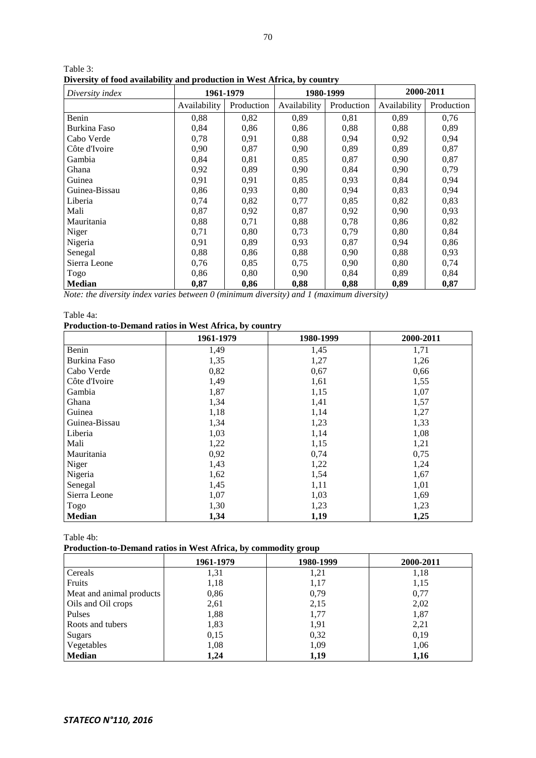Table 3:

**Diversity of food availability and production in West Africa, by country**

| *Diversity index* | 1961-1979 | | 1980-1999 | | 2000-2011 | |
|---|---|---|---|---|---|---|
| | Availability | Production | Availability | Production | Availability | Production |
| Benin | 0,88 | 0,82 | 0,89 | 0,81 | 0,89 | 0,76 |
| Burkina Faso | 0,84 | 0,86 | 0,86 | 0,88 | 0,88 | 0,89 |
| Cabo Verde | 0,78 | 0,91 | 0,88 | 0,94 | 0,92 | 0,94 |
| Côte d'Ivoire | 0,90 | 0,87 | 0,90 | 0,89 | 0,89 | 0,87 |
| Gambia | 0,84 | 0,81 | 0,85 | 0,87 | 0,90 | 0,87 |
| Ghana | 0,92 | 0,89 | 0,90 | 0,84 | 0,90 | 0,79 |
| Guinea | 0,91 | 0,91 | 0,85 | 0,93 | 0,84 | 0,94 |
| Guinea-Bissau | 0,86 | 0,93 | 0,80 | 0,94 | 0,83 | 0,94 |
| Liberia | 0,74 | 0,82 | 0,77 | 0,85 | 0,82 | 0,83 |
| Mali | 0,87 | 0,92 | 0,87 | 0,92 | 0,90 | 0,93 |
| Mauritania | 0,88 | 0,71 | 0,88 | 0,78 | 0,86 | 0,82 |
| Niger | 0,71 | 0,80 | 0,73 | 0,79 | 0,80 | 0,84 |
| Nigeria | 0,91 | 0,89 | 0,93 | 0,87 | 0,94 | 0,86 |
| Senegal | 0,88 | 0,86 | 0,88 | 0,90 | 0,88 | 0,93 |
| Sierra Leone | 0,76 | 0,85 | 0,75 | 0,90 | 0,80 | 0,74 |
| Togo | 0,86 | 0,80 | 0,90 | 0,84 | 0,89 | 0,84 |
| **Median** | **0,87** | **0,86** | **0,88** | **0,88** | **0,89** | **0,87** |

*Note: the diversity index varies between 0 (minimum diversity) and 1 (maximum diversity)*

Table 4a:

**Production-to-Demand ratios in West Africa, by country**

| | 1961-1979 | 1980-1999 | 2000-2011 |
|---|---|---|---|
| Benin | 1,49 | 1,45 | 1,71 |
| Burkina Faso | 1,35 | 1,27 | 1,26 |
| Cabo Verde | 0,82 | 0,67 | 0,66 |
| Côte d'Ivoire | 1,49 | 1,61 | 1,55 |
| Gambia | 1,87 | 1,15 | 1,07 |
| Ghana | 1,34 | 1,41 | 1,57 |
| Guinea | 1,18 | 1,14 | 1,27 |
| Guinea-Bissau | 1,34 | 1,23 | 1,33 |
| Liberia | 1,03 | 1,14 | 1,08 |
| Mali | 1,22 | 1,15 | 1,21 |
| Mauritania | 0,92 | 0,74 | 0,75 |
| Niger | 1,43 | 1,22 | 1,24 |
| Nigeria | 1,62 | 1,54 | 1,67 |
| Senegal | 1,45 | 1,11 | 1,01 |
| Sierra Leone | 1,07 | 1,03 | 1,69 |
| Togo | 1,30 | 1,23 | 1,23 |
| **Median** | **1,34** | **1,19** | **1,25** |

Table 4b:

**Production-to-Demand ratios in West Africa, by commodity group**

| | 1961-1979 | 1980-1999 | 2000-2011 |
|---|---|---|---|
| Cereals | 1,31 | 1,21 | 1,18 |
| Fruits | 1,18 | 1,17 | 1,15 |
| Meat and animal products | 0,86 | 0,79 | 0,77 |
| Oils and Oil crops | 2,61 | 2,15 | 2,02 |
| Pulses | 1,88 | 1,77 | 1,87 |
| Roots and tubers | 1,83 | 1,91 | 2,21 |
| Sugars | 0,15 | 0,32 | 0,19 |
| Vegetables | 1,08 | 1,09 | 1,06 |
| **Median** | **1,24** | **1,19** | **1,16** |